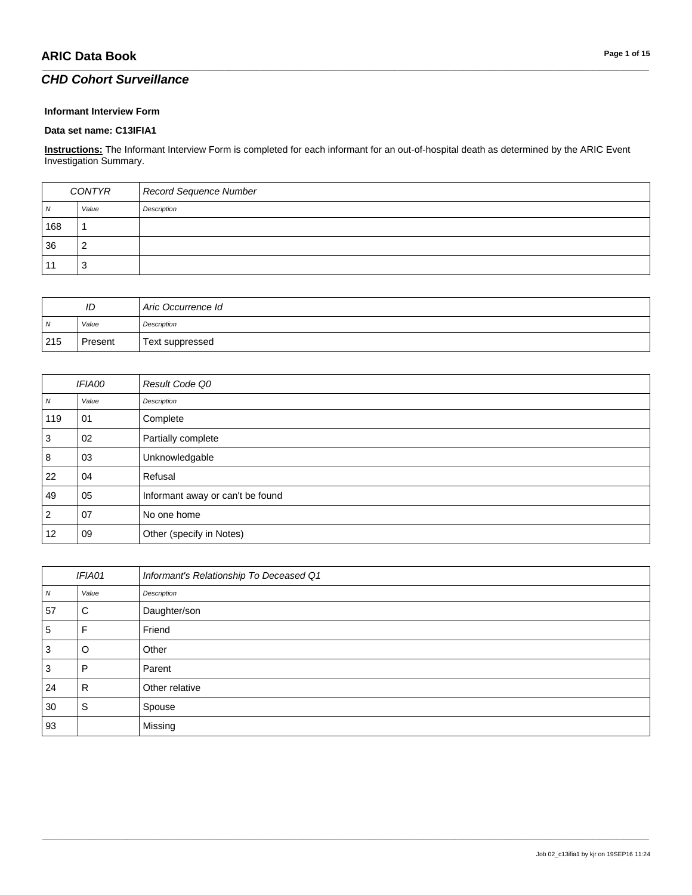# ARIC Data Book

## CHD Cohort Surveillance

**Informant Interview Form**

**Data set name: C13IFIA1**

**Instructions:** The Informant Interview Form is completed for each informant for an out-of-hospital death as determined by the ARIC Event Investigation Summary.

| CONTYR | | Record Sequence Number |
|---|---|---|
| *N* | *Value* | *Description* |
| 168 | 1 | |
| 36 | 2 | |
| 11 | 3 | |

| ID | | Aric Occurrence Id |
|---|---|---|
| *N* | *Value* | *Description* |
| 215 | Present | Text suppressed |

| IFIA00 | | Result Code Q0 |
|---|---|---|
| *N* | *Value* | *Description* |
| 119 | 01 | Complete |
| 3 | 02 | Partially complete |
| 8 | 03 | Unknowledgable |
| 22 | 04 | Refusal |
| 49 | 05 | Informant away or can't be found |
| 2 | 07 | No one home |
| 12 | 09 | Other (specify in Notes) |

| IFIA01 | | Informant's Relationship To Deceased Q1 |
|---|---|---|
| *N* | *Value* | *Description* |
| 57 | C | Daughter/son |
| 5 | F | Friend |
| 3 | O | Other |
| 3 | P | Parent |
| 24 | R | Other relative |
| 30 | S | Spouse |
| 93 | | Missing |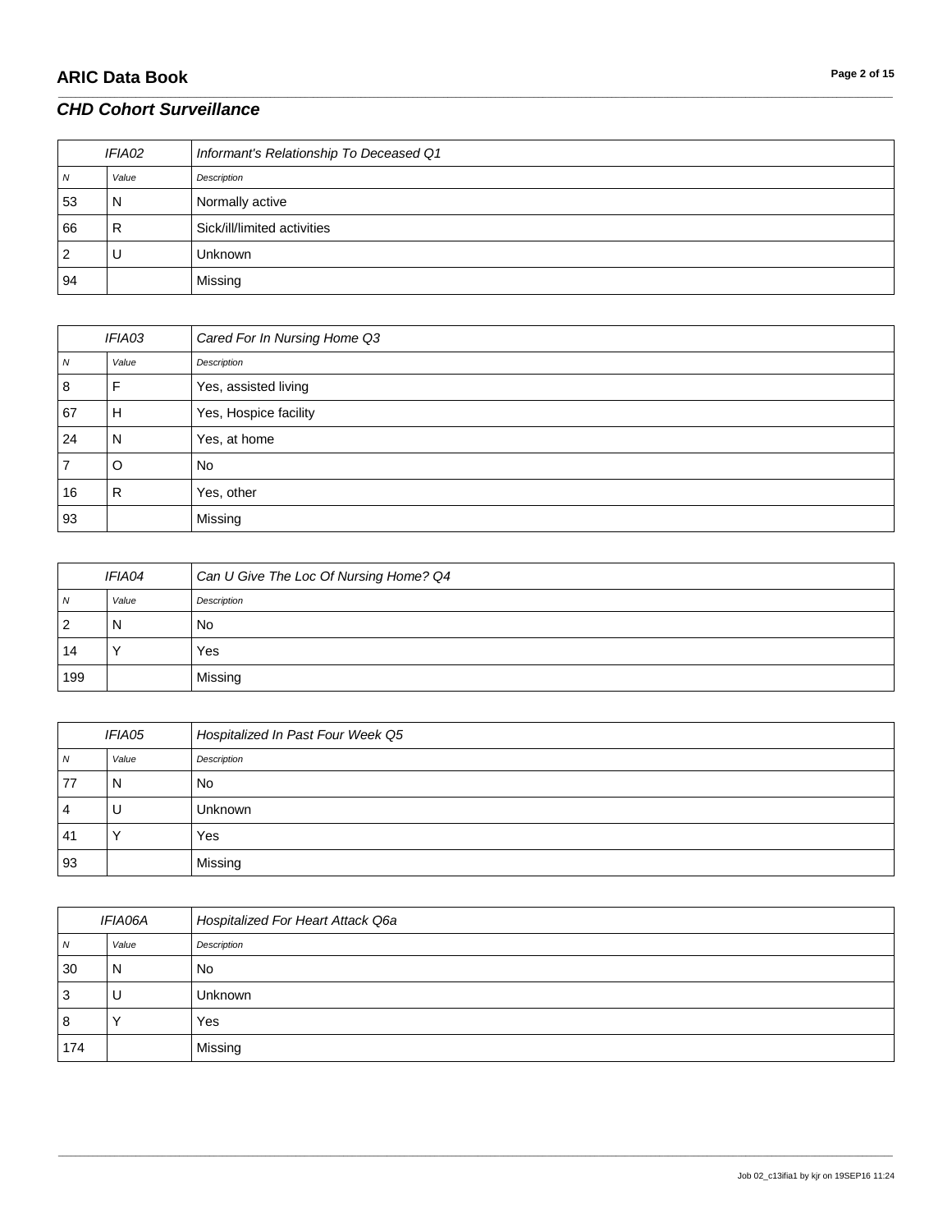| IFIA02 | | Informant's Relationship To Deceased Q1 |
|---|---|---|
| *N* | *Value* | *Description* |
| 53 | N | Normally active |
| 66 | R | Sick/ill/limited activities |
| 2 | U | Unknown |
| 94 | | Missing |

| IFIA03 | | Cared For In Nursing Home Q3 |
|---|---|---|
| *N* | *Value* | *Description* |
| 8 | F | Yes, assisted living |
| 67 | H | Yes, Hospice facility |
| 24 | N | Yes, at home |
| 7 | O | No |
| 16 | R | Yes, other |
| 93 | | Missing |

| IFIA04 | | Can U Give The Loc Of Nursing Home? Q4 |
|---|---|---|
| *N* | *Value* | *Description* |
| 2 | N | No |
| 14 | Y | Yes |
| 199 | | Missing |

| IFIA05 | | Hospitalized In Past Four Week Q5 |
|---|---|---|
| *N* | *Value* | *Description* |
| 77 | N | No |
| 4 | U | Unknown |
| 41 | Y | Yes |
| 93 | | Missing |

| IFIA06A | | Hospitalized For Heart Attack Q6a |
|---|---|---|
| *N* | *Value* | *Description* |
| 30 | N | No |
| 3 | U | Unknown |
| 8 | Y | Yes |
| 174 | | Missing |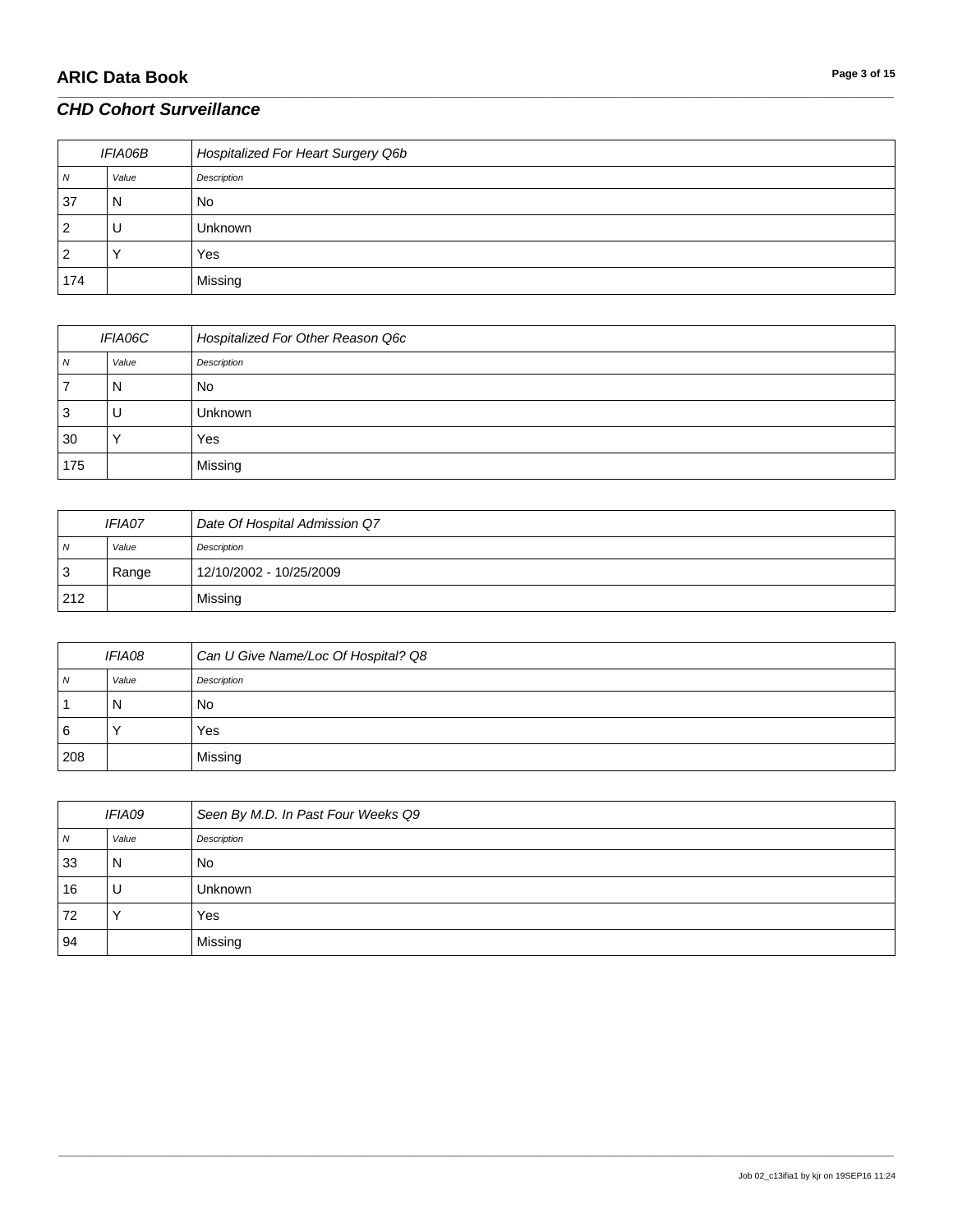| IFIA06B | | Hospitalized For Heart Surgery Q6b |
|---|---|---|
| *N* | *Value* | *Description* |
| 37 | N | No |
| 2 | U | Unknown |
| 2 | Y | Yes |
| 174 | | Missing |

| IFIA06C | | Hospitalized For Other Reason Q6c |
|---|---|---|
| *N* | *Value* | *Description* |
| 7 | N | No |
| 3 | U | Unknown |
| 30 | Y | Yes |
| 175 | | Missing |

| IFIA07 | | Date Of Hospital Admission Q7 |
|---|---|---|
| *N* | *Value* | *Description* |
| 3 | Range | 12/10/2002 - 10/25/2009 |
| 212 | | Missing |

| IFIA08 | | Can U Give Name/Loc Of Hospital? Q8 |
|---|---|---|
| *N* | *Value* | *Description* |
| 1 | N | No |
| 6 | Y | Yes |
| 208 | | Missing |

| IFIA09 | | Seen By M.D. In Past Four Weeks Q9 |
|---|---|---|
| *N* | *Value* | *Description* |
| 33 | N | No |
| 16 | U | Unknown |
| 72 | Y | Yes |
| 94 | | Missing |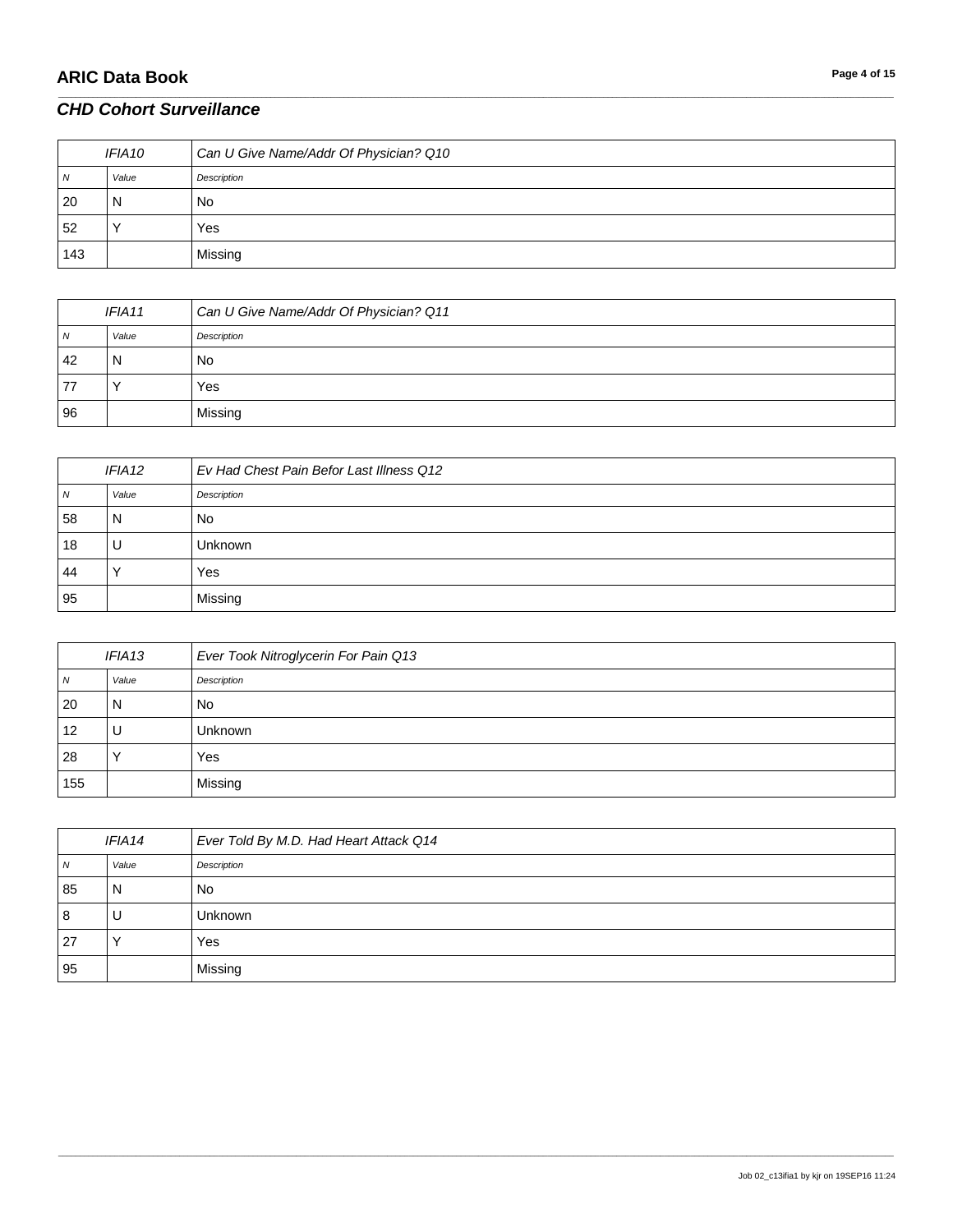| IFIA10 | | Can U Give Name/Addr Of Physician? Q10 |
|---|---|---|
| *N* | *Value* | *Description* |
| 20 | N | No |
| 52 | Y | Yes |
| 143 | | Missing |

| IFIA11 | | Can U Give Name/Addr Of Physician? Q11 |
|---|---|---|
| *N* | *Value* | *Description* |
| 42 | N | No |
| 77 | Y | Yes |
| 96 | | Missing |

| IFIA12 | | Ev Had Chest Pain Befor Last Illness Q12 |
|---|---|---|
| *N* | *Value* | *Description* |
| 58 | N | No |
| 18 | U | Unknown |
| 44 | Y | Yes |
| 95 | | Missing |

| IFIA13 | | Ever Took Nitroglycerin For Pain Q13 |
|---|---|---|
| *N* | *Value* | *Description* |
| 20 | N | No |
| 12 | U | Unknown |
| 28 | Y | Yes |
| 155 | | Missing |

| IFIA14 | | Ever Told By M.D. Had Heart Attack Q14 |
|---|---|---|
| *N* | *Value* | *Description* |
| 85 | N | No |
| 8 | U | Unknown |
| 27 | Y | Yes |
| 95 | | Missing |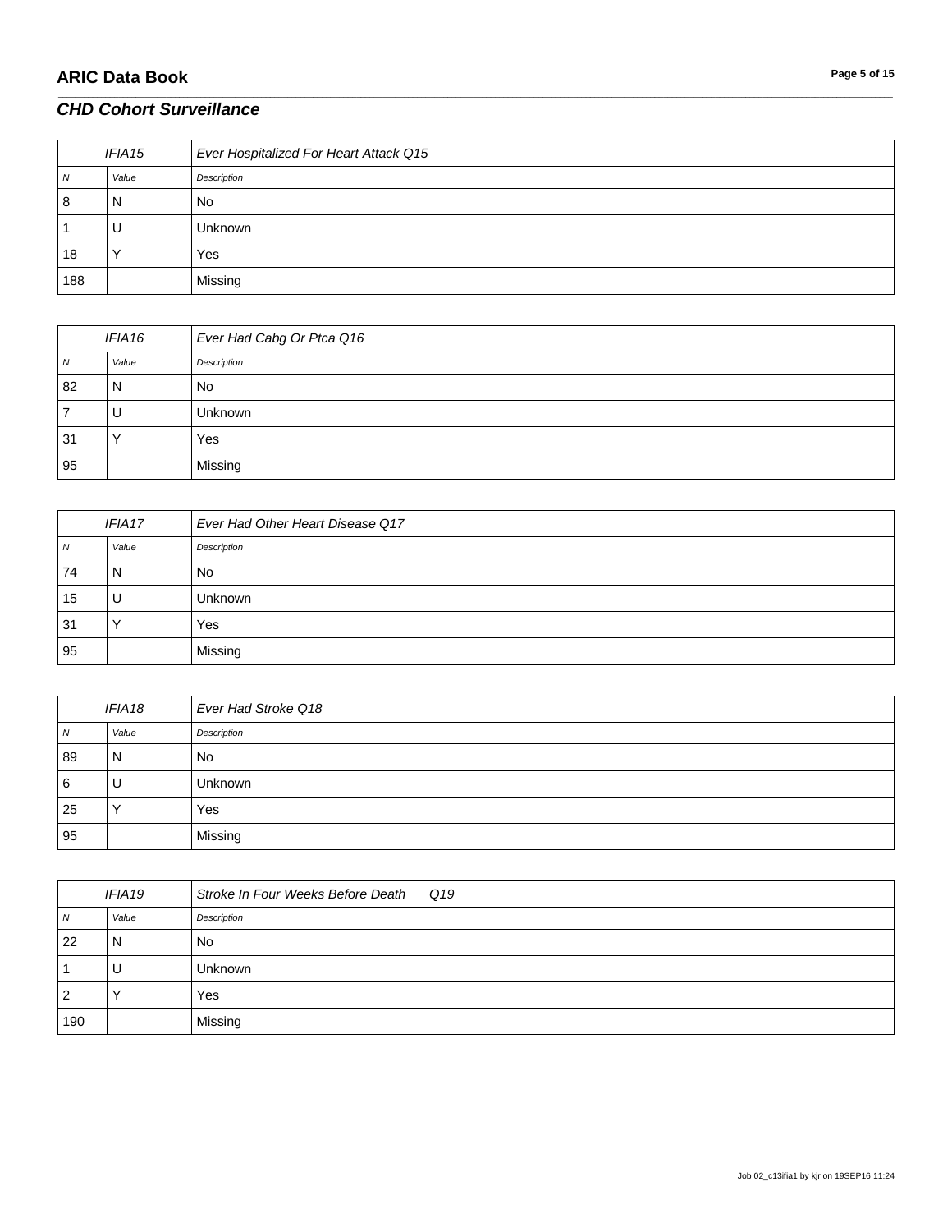| IFIA15 | | Ever Hospitalized For Heart Attack Q15 |
|---|---|---|
| *N* | *Value* | *Description* |
| 8 | N | No |
| 1 | U | Unknown |
| 18 | Y | Yes |
| 188 | | Missing |

| IFIA16 | | Ever Had Cabg Or Ptca Q16 |
|---|---|---|
| *N* | *Value* | *Description* |
| 82 | N | No |
| 7 | U | Unknown |
| 31 | Y | Yes |
| 95 | | Missing |

| IFIA17 | | Ever Had Other Heart Disease Q17 |
|---|---|---|
| *N* | *Value* | *Description* |
| 74 | N | No |
| 15 | U | Unknown |
| 31 | Y | Yes |
| 95 | | Missing |

| IFIA18 | | Ever Had Stroke Q18 |
|---|---|---|
| *N* | *Value* | *Description* |
| 89 | N | No |
| 6 | U | Unknown |
| 25 | Y | Yes |
| 95 | | Missing |

| IFIA19 | | Stroke In Four Weeks Before Death Q19 |
|---|---|---|
| *N* | *Value* | *Description* |
| 22 | N | No |
| 1 | U | Unknown |
| 2 | Y | Yes |
| 190 | | Missing |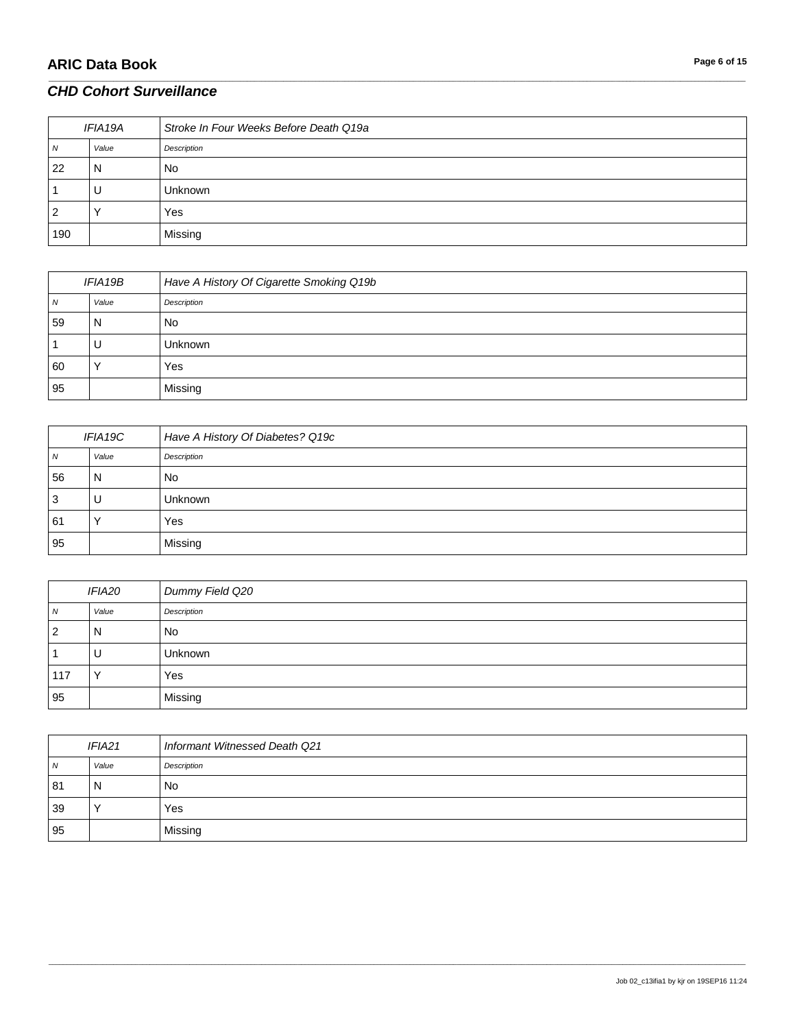| IFIA19A | | Stroke In Four Weeks Before Death Q19a |
|---|---|---|
| *N* | *Value* | *Description* |
| 22 | N | No |
| 1 | U | Unknown |
| 2 | Y | Yes |
| 190 | | Missing |

| IFIA19B | | Have A History Of Cigarette Smoking Q19b |
|---|---|---|
| *N* | *Value* | *Description* |
| 59 | N | No |
| 1 | U | Unknown |
| 60 | Y | Yes |
| 95 | | Missing |

| IFIA19C | | Have A History Of Diabetes? Q19c |
|---|---|---|
| *N* | *Value* | *Description* |
| 56 | N | No |
| 3 | U | Unknown |
| 61 | Y | Yes |
| 95 | | Missing |

| IFIA20 | | Dummy Field Q20 |
|---|---|---|
| *N* | *Value* | *Description* |
| 2 | N | No |
| 1 | U | Unknown |
| 117 | Y | Yes |
| 95 | | Missing |

| IFIA21 | | Informant Witnessed Death Q21 |
|---|---|---|
| *N* | *Value* | *Description* |
| 81 | N | No |
| 39 | Y | Yes |
| 95 | | Missing |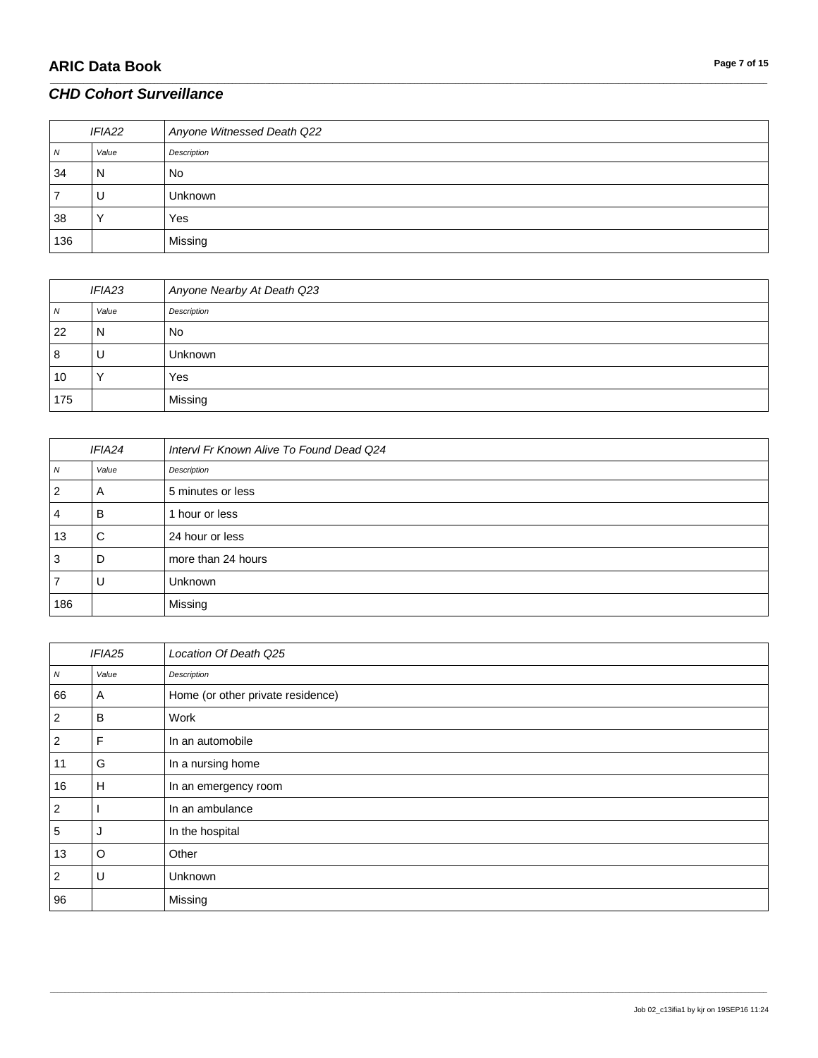| IFIA22 | | Anyone Witnessed Death Q22 |
|---|---|---|
| N | Value | Description |
| 34 | N | No |
| 7 | U | Unknown |
| 38 | Y | Yes |
| 136 | | Missing |

| IFIA23 | | Anyone Nearby At Death Q23 |
|---|---|---|
| N | Value | Description |
| 22 | N | No |
| 8 | U | Unknown |
| 10 | Y | Yes |
| 175 | | Missing |

| IFIA24 | | Intervl Fr Known Alive To Found Dead Q24 |
|---|---|---|
| N | Value | Description |
| 2 | A | 5 minutes or less |
| 4 | B | 1 hour or less |
| 13 | C | 24 hour or less |
| 3 | D | more than 24 hours |
| 7 | U | Unknown |
| 186 | | Missing |

| IFIA25 | | Location Of Death Q25 |
|---|---|---|
| N | Value | Description |
| 66 | A | Home (or other private residence) |
| 2 | B | Work |
| 2 | F | In an automobile |
| 11 | G | In a nursing home |
| 16 | H | In an emergency room |
| 2 | I | In an ambulance |
| 5 | J | In the hospital |
| 13 | O | Other |
| 2 | U | Unknown |
| 96 | | Missing |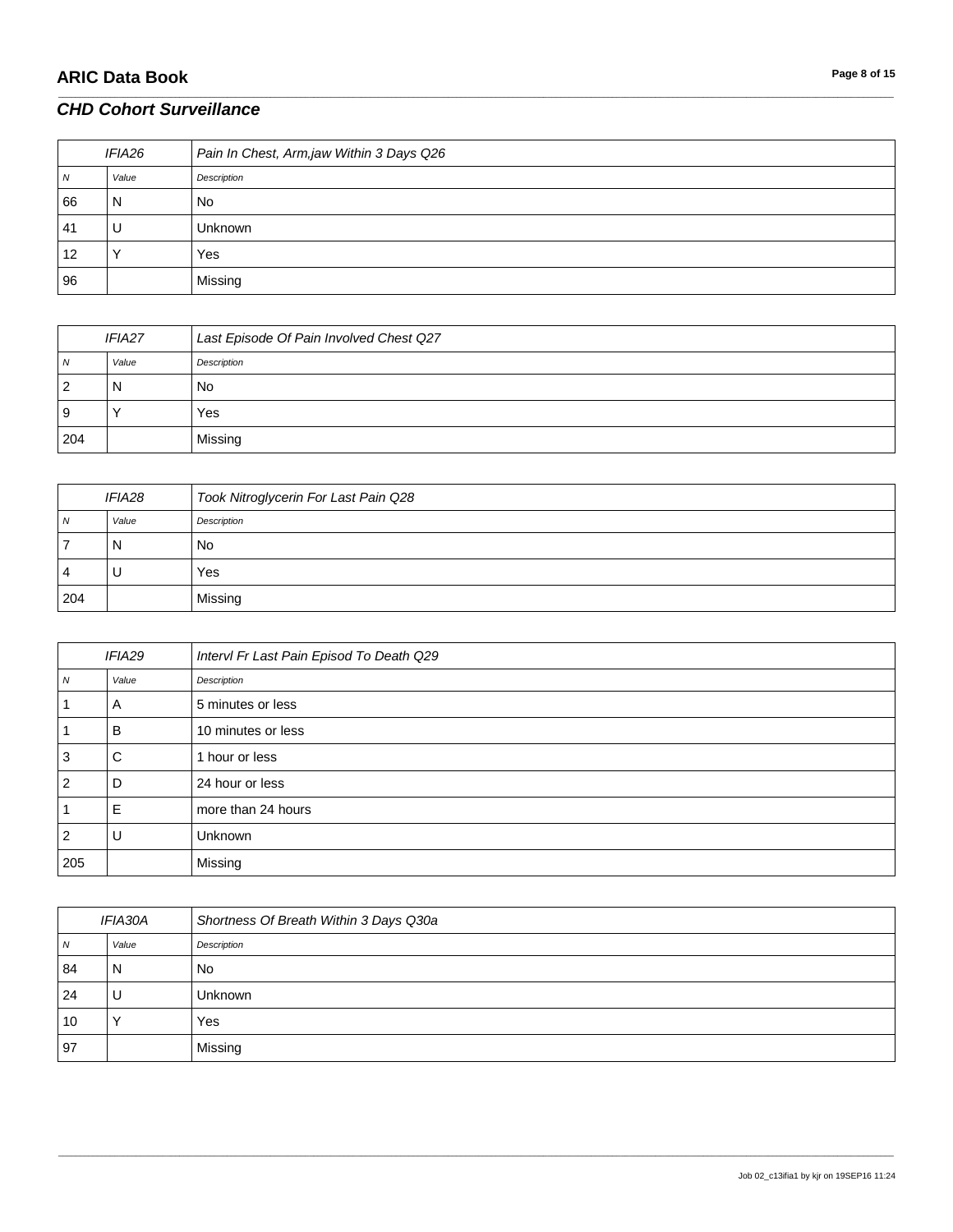| IFIA26 | | Pain In Chest, Arm,jaw Within 3 Days Q26 |
|---|---|---|
| *N* | *Value* | *Description* |
| 66 | N | No |
| 41 | U | Unknown |
| 12 | Y | Yes |
| 96 | | Missing |

| IFIA27 | | Last Episode Of Pain Involved Chest Q27 |
|---|---|---|
| *N* | *Value* | *Description* |
| 2 | N | No |
| 9 | Y | Yes |
| 204 | | Missing |

| IFIA28 | | Took Nitroglycerin For Last Pain Q28 |
|---|---|---|
| *N* | *Value* | *Description* |
| 7 | N | No |
| 4 | U | Yes |
| 204 | | Missing |

| IFIA29 | | Intervl Fr Last Pain Episod To Death Q29 |
|---|---|---|
| *N* | *Value* | *Description* |
| 1 | A | 5 minutes or less |
| 1 | B | 10 minutes or less |
| 3 | C | 1 hour or less |
| 2 | D | 24 hour or less |
| 1 | E | more than 24 hours |
| 2 | U | Unknown |
| 205 | | Missing |

| IFIA30A | | Shortness Of Breath Within 3 Days Q30a |
|---|---|---|
| *N* | *Value* | *Description* |
| 84 | N | No |
| 24 | U | Unknown |
| 10 | Y | Yes |
| 97 | | Missing |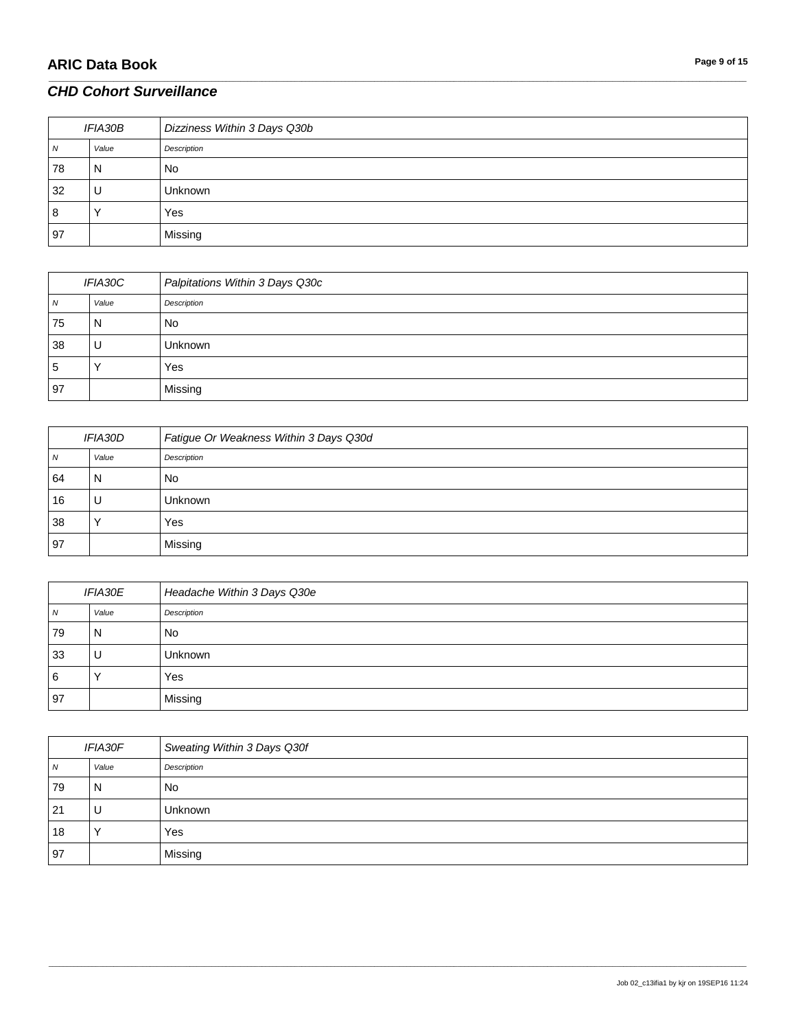## *CHD Cohort Surveillance*

| *IFIA30B* | | *Dizziness Within 3 Days Q30b* |
|---|---|---|
| *N* | *Value* | *Description* |
| 78 | N | No |
| 32 | U | Unknown |
| 8 | Y | Yes |
| 97 | | Missing |

| *IFIA30C* | | *Palpitations Within 3 Days Q30c* |
|---|---|---|
| *N* | *Value* | *Description* |
| 75 | N | No |
| 38 | U | Unknown |
| 5 | Y | Yes |
| 97 | | Missing |

| *IFIA30D* | | *Fatigue Or Weakness Within 3 Days Q30d* |
|---|---|---|
| *N* | *Value* | *Description* |
| 64 | N | No |
| 16 | U | Unknown |
| 38 | Y | Yes |
| 97 | | Missing |

| *IFIA30E* | | *Headache Within 3 Days Q30e* |
|---|---|---|
| *N* | *Value* | *Description* |
| 79 | N | No |
| 33 | U | Unknown |
| 6 | Y | Yes |
| 97 | | Missing |

| *IFIA30F* | | *Sweating Within 3 Days Q30f* |
|---|---|---|
| *N* | *Value* | *Description* |
| 79 | N | No |
| 21 | U | Unknown |
| 18 | Y | Yes |
| 97 | | Missing |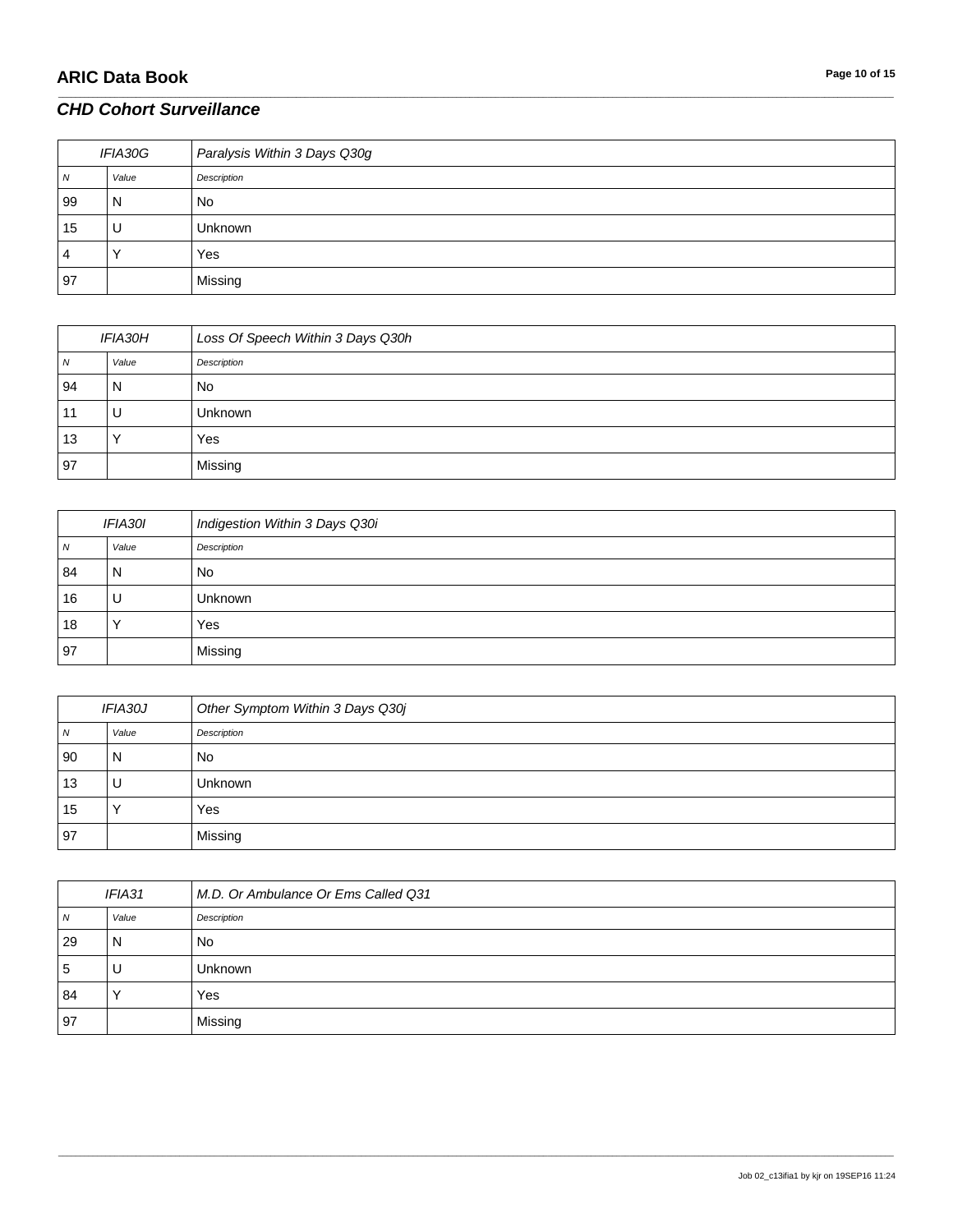## *CHD Cohort Surveillance*

| *IFIA30G* | | *Paralysis Within 3 Days Q30g* |
|---|---|---|
| *N* | *Value* | *Description* |
| 99 | N | No |
| 15 | U | Unknown |
| 4 | Y | Yes |
| 97 | | Missing |

| *IFIA30H* | | *Loss Of Speech Within 3 Days Q30h* |
|---|---|---|
| *N* | *Value* | *Description* |
| 94 | N | No |
| 11 | U | Unknown |
| 13 | Y | Yes |
| 97 | | Missing |

| *IFIA30I* | | *Indigestion Within 3 Days Q30i* |
|---|---|---|
| *N* | *Value* | *Description* |
| 84 | N | No |
| 16 | U | Unknown |
| 18 | Y | Yes |
| 97 | | Missing |

| *IFIA30J* | | *Other Symptom Within 3 Days Q30j* |
|---|---|---|
| *N* | *Value* | *Description* |
| 90 | N | No |
| 13 | U | Unknown |
| 15 | Y | Yes |
| 97 | | Missing |

| *IFIA31* | | *M.D. Or Ambulance Or Ems Called Q31* |
|---|---|---|
| *N* | *Value* | *Description* |
| 29 | N | No |
| 5 | U | Unknown |
| 84 | Y | Yes |
| 97 | | Missing |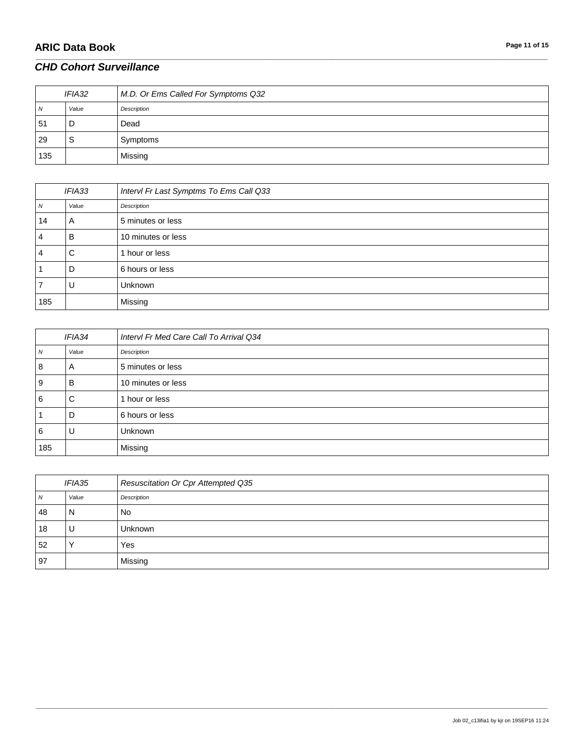## CHD Cohort Surveillance

| IFIA32 | | M.D. Or Ems Called For Symptoms Q32 |
|---|---|---|
| *N* | *Value* | *Description* |
| 51 | D | Dead |
| 29 | S | Symptoms |
| 135 | | Missing |

| IFIA33 | | Intervl Fr Last Symptms To Ems Call Q33 |
|---|---|---|
| *N* | *Value* | *Description* |
| 14 | A | 5 minutes or less |
| 4 | B | 10 minutes or less |
| 4 | C | 1 hour or less |
| 1 | D | 6 hours or less |
| 7 | U | Unknown |
| 185 | | Missing |

| IFIA34 | | Intervl Fr Med Care Call To Arrival Q34 |
|---|---|---|
| *N* | *Value* | *Description* |
| 8 | A | 5 minutes or less |
| 9 | B | 10 minutes or less |
| 6 | C | 1 hour or less |
| 1 | D | 6 hours or less |
| 6 | U | Unknown |
| 185 | | Missing |

| IFIA35 | | Resuscitation Or Cpr Attempted Q35 |
|---|---|---|
| *N* | *Value* | *Description* |
| 48 | N | No |
| 18 | U | Unknown |
| 52 | Y | Yes |
| 97 | | Missing |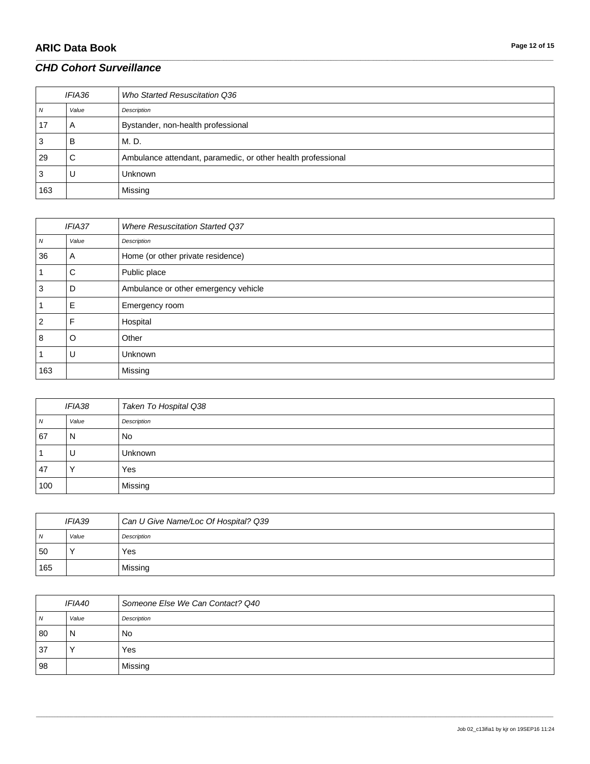| IFIA36 | | Who Started Resuscitation Q36 |
|---|---|---|
| N | Value | Description |
| 17 | A | Bystander, non-health professional |
| 3 | B | M. D. |
| 29 | C | Ambulance attendant, paramedic, or other health professional |
| 3 | U | Unknown |
| 163 | | Missing |

| IFIA37 | | Where Resuscitation Started Q37 |
|---|---|---|
| N | Value | Description |
| 36 | A | Home (or other private residence) |
| 1 | C | Public place |
| 3 | D | Ambulance or other emergency vehicle |
| 1 | E | Emergency room |
| 2 | F | Hospital |
| 8 | O | Other |
| 1 | U | Unknown |
| 163 | | Missing |

| IFIA38 | | Taken To Hospital Q38 |
|---|---|---|
| N | Value | Description |
| 67 | N | No |
| 1 | U | Unknown |
| 47 | Y | Yes |
| 100 | | Missing |

| IFIA39 | | Can U Give Name/Loc Of Hospital? Q39 |
|---|---|---|
| N | Value | Description |
| 50 | Y | Yes |
| 165 | | Missing |

| IFIA40 | | Someone Else We Can Contact? Q40 |
|---|---|---|
| N | Value | Description |
| 80 | N | No |
| 37 | Y | Yes |
| 98 | | Missing |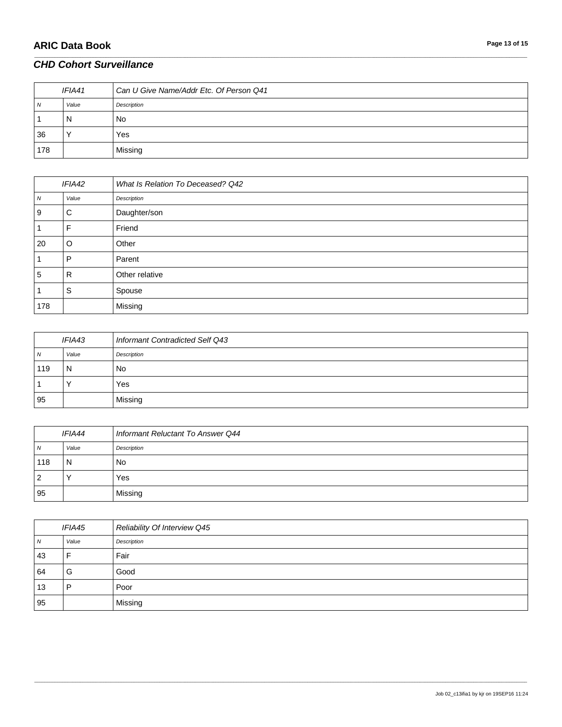## CHD Cohort Surveillance

| IFIA41 | | Can U Give Name/Addr Etc. Of Person Q41 |
|---|---|---|
| *N* | *Value* | *Description* |
| 1 | N | No |
| 36 | Y | Yes |
| 178 | | Missing |

| IFIA42 | | What Is Relation To Deceased? Q42 |
|---|---|---|
| *N* | *Value* | *Description* |
| 9 | C | Daughter/son |
| 1 | F | Friend |
| 20 | O | Other |
| 1 | P | Parent |
| 5 | R | Other relative |
| 1 | S | Spouse |
| 178 | | Missing |

| IFIA43 | | Informant Contradicted Self Q43 |
|---|---|---|
| *N* | *Value* | *Description* |
| 119 | N | No |
| 1 | Y | Yes |
| 95 | | Missing |

| IFIA44 | | Informant Reluctant To Answer Q44 |
|---|---|---|
| *N* | *Value* | *Description* |
| 118 | N | No |
| 2 | Y | Yes |
| 95 | | Missing |

| IFIA45 | | Reliability Of Interview Q45 |
|---|---|---|
| *N* | *Value* | *Description* |
| 43 | F | Fair |
| 64 | G | Good |
| 13 | P | Poor |
| 95 | | Missing |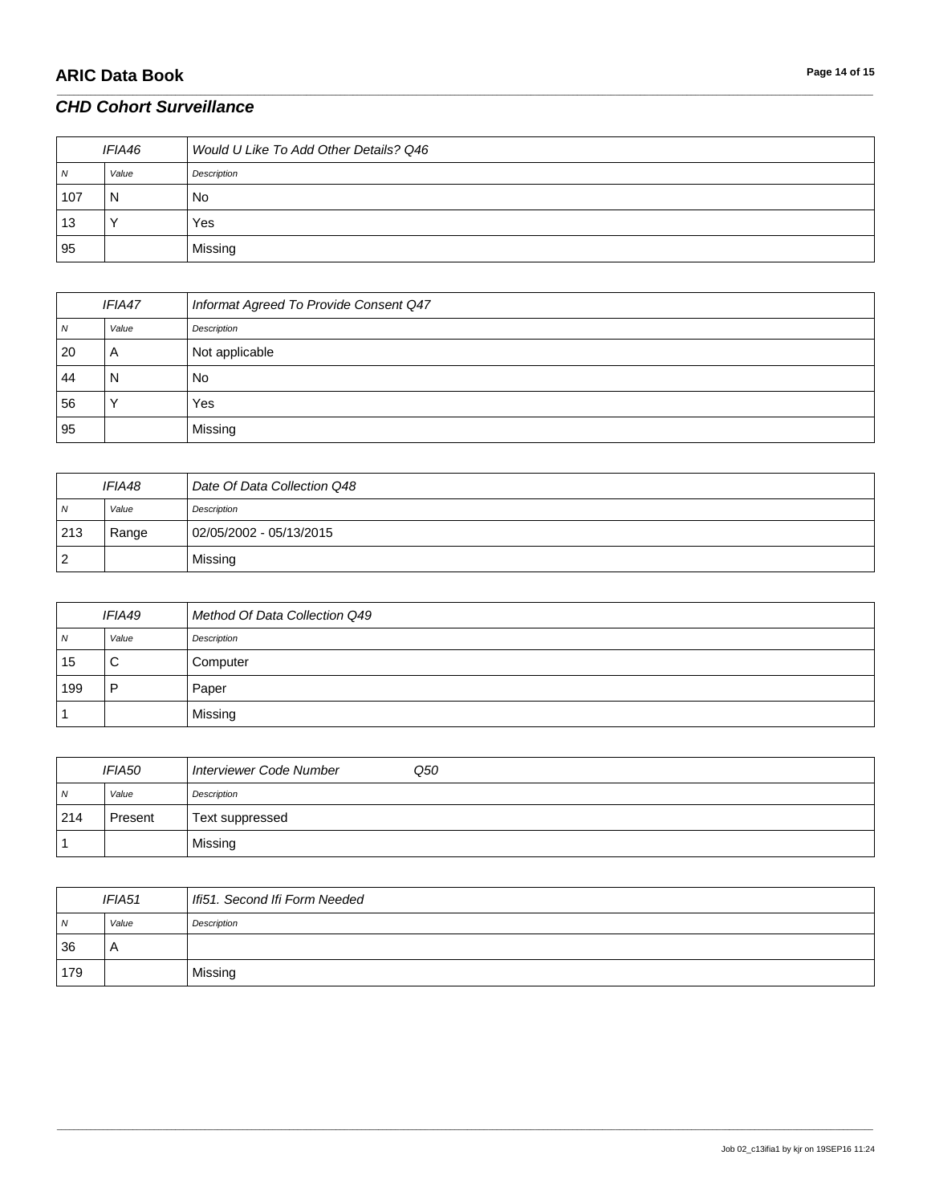## CHD Cohort Surveillance

| IFIA46 | | Would U Like To Add Other Details? Q46 |
|---|---|---|
| *N* | *Value* | *Description* |
| 107 | N | No |
| 13 | Y | Yes |
| 95 | | Missing |

| IFIA47 | | Informat Agreed To Provide Consent Q47 |
|---|---|---|
| *N* | *Value* | *Description* |
| 20 | A | Not applicable |
| 44 | N | No |
| 56 | Y | Yes |
| 95 | | Missing |

| IFIA48 | | Date Of Data Collection Q48 |
|---|---|---|
| *N* | *Value* | *Description* |
| 213 | Range | 02/05/2002 - 05/13/2015 |
| 2 | | Missing |

| IFIA49 | | Method Of Data Collection Q49 |
|---|---|---|
| *N* | *Value* | *Description* |
| 15 | C | Computer |
| 199 | P | Paper |
| 1 | | Missing |

| IFIA50 | | Interviewer Code Number Q50 |
|---|---|---|
| *N* | *Value* | *Description* |
| 214 | Present | Text suppressed |
| 1 | | Missing |

| IFIA51 | | Ifi51. Second Ifi Form Needed |
|---|---|---|
| *N* | *Value* | *Description* |
| 36 | A | |
| 179 | | Missing |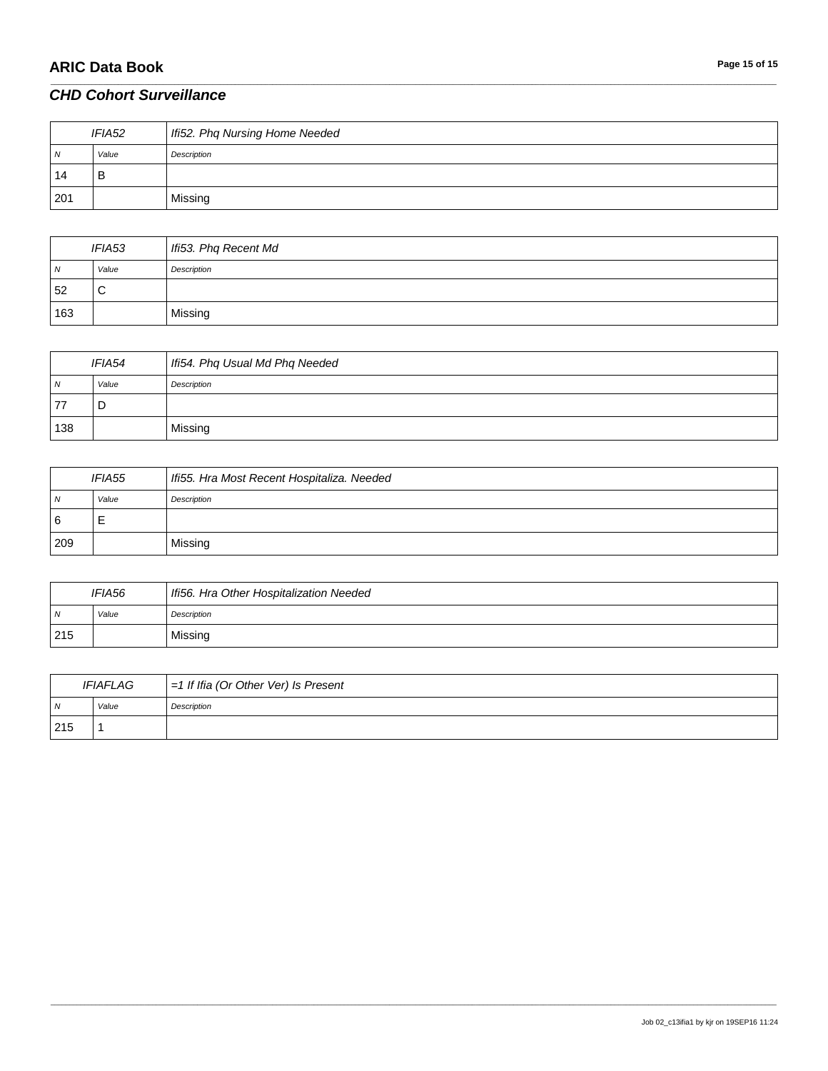## *CHD Cohort Surveillance*

| *IFIA52* | | *Ifi52. Phq Nursing Home Needed* |
|---|---|---|
| *N* | *Value* | *Description* |
| 14 | B | |
| 201 | | Missing |

| *IFIA53* | | *Ifi53. Phq Recent Md* |
|---|---|---|
| *N* | *Value* | *Description* |
| 52 | C | |
| 163 | | Missing |

| *IFIA54* | | *Ifi54. Phq Usual Md Phq Needed* |
|---|---|---|
| *N* | *Value* | *Description* |
| 77 | D | |
| 138 | | Missing |

| *IFIA55* | | *Ifi55. Hra Most Recent Hospitaliza. Needed* |
|---|---|---|
| *N* | *Value* | *Description* |
| 6 | E | |
| 209 | | Missing |

| *IFIA56* | | *Ifi56. Hra Other Hospitalization Needed* |
|---|---|---|
| *N* | *Value* | *Description* |
| 215 | | Missing |

| *IFIAFLAG* | | *=1 If Ifia (Or Other Ver) Is Present* |
|---|---|---|
| *N* | *Value* | *Description* |
| 215 | 1 | |

Job 02_c13ifia1 by kjr on 19SEP16 11:24